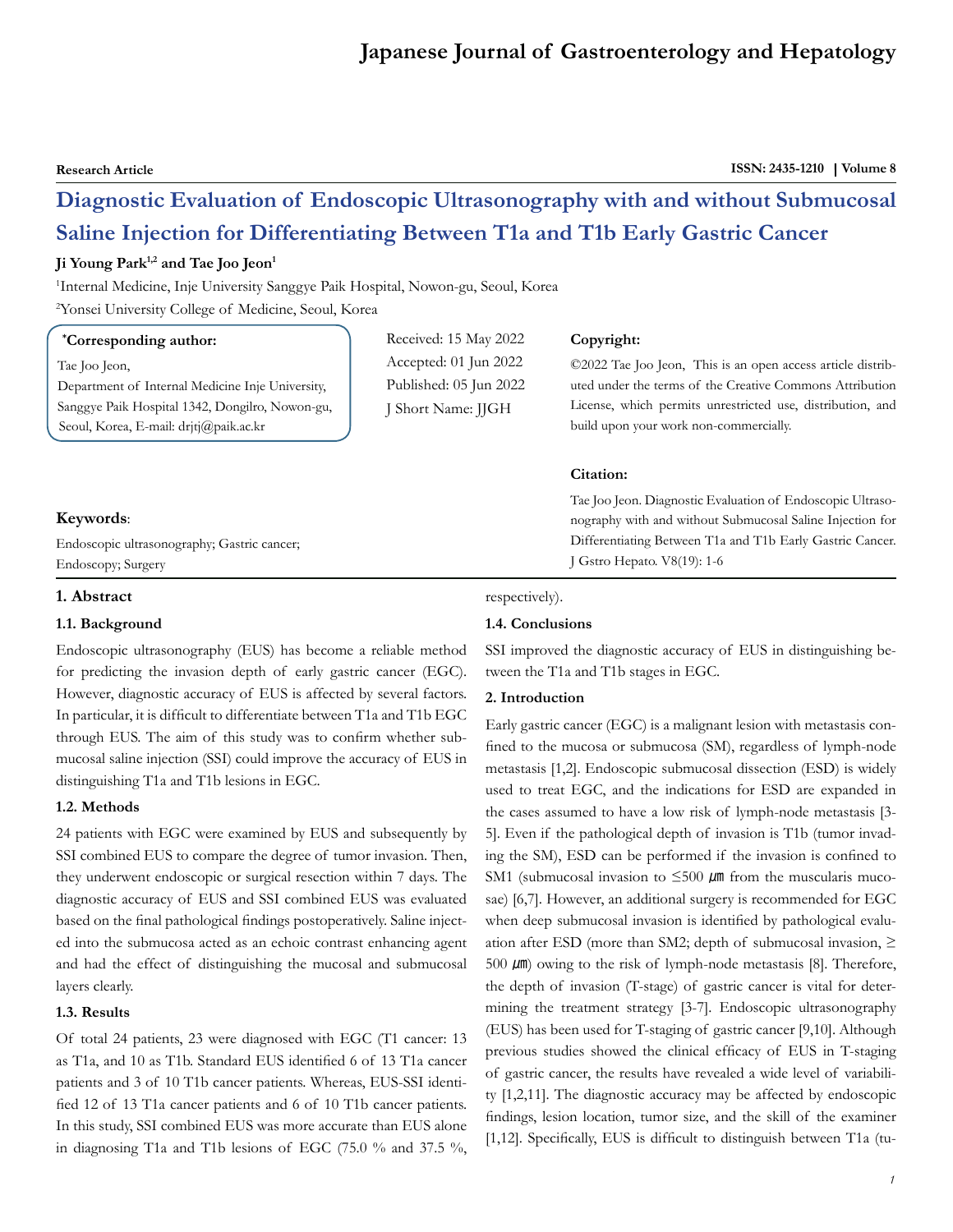# Diagnostic Evaluation of Endoscopic Ultrasonography with and without Submucosal Saline Injection for Differentiating Between T1a and T1b Early Gastric Cancer

**Research Article**

**Ji Young Park[1,2] and Tae Joo Jeon[1]**

[1]Internal Medicine, Inje University Sanggye Paik Hospital, Nowon-gu, Seoul, Korea

[2]Yonsei University College of Medicine, Seoul, Korea

**\*Corresponding author:**

Tae Joo Jeon,
Department of Internal Medicine Inje University, Sanggye Paik Hospital 1342, Dongilro, Nowon-gu, Seoul, Korea, E-mail: drjtj@paik.ac.kr

Received: 15 May 2022
Accepted: 01 Jun 2022
Published: 05 Jun 2022
J Short Name: JJGH

**Copyright:**

©2022 Tae Joo Jeon, This is an open access article distributed under the terms of the Creative Commons Attribution License, which permits unrestricted use, distribution, and build upon your work non-commercially.

**Citation:**

Tae Joo Jeon. Diagnostic Evaluation of Endoscopic Ultrasonography with and without Submucosal Saline Injection for Differentiating Between T1a and T1b Early Gastric Cancer. J Gstro Hepato. V8(19): 1-6

**Keywords**:

Endoscopic ultrasonography; Gastric cancer; Endoscopy; Surgery

## 1. Abstract

### 1.1. Background

Endoscopic ultrasonography (EUS) has become a reliable method for predicting the invasion depth of early gastric cancer (EGC). However, diagnostic accuracy of EUS is affected by several factors. In particular, it is difficult to differentiate between T1a and T1b EGC through EUS. The aim of this study was to confirm whether submucosal saline injection (SSI) could improve the accuracy of EUS in distinguishing T1a and T1b lesions in EGC.

### 1.2. Methods

24 patients with EGC were examined by EUS and subsequently by SSI combined EUS to compare the degree of tumor invasion. Then, they underwent endoscopic or surgical resection within 7 days. The diagnostic accuracy of EUS and SSI combined EUS was evaluated based on the final pathological findings postoperatively. Saline injected into the submucosa acted as an echoic contrast enhancing agent and had the effect of distinguishing the mucosal and submucosal layers clearly.

### 1.3. Results

Of total 24 patients, 23 were diagnosed with EGC (T1 cancer: 13 as T1a, and 10 as T1b. Standard EUS identified 6 of 13 T1a cancer patients and 3 of 10 T1b cancer patients. Whereas, EUS-SSI identified 12 of 13 T1a cancer patients and 6 of 10 T1b cancer patients. In this study, SSI combined EUS was more accurate than EUS alone in diagnosing T1a and T1b lesions of EGC (75.0 % and 37.5 %, respectively).

### 1.4. Conclusions

SSI improved the diagnostic accuracy of EUS in distinguishing between the T1a and T1b stages in EGC.

## 2. Introduction

Early gastric cancer (EGC) is a malignant lesion with metastasis confined to the mucosa or submucosa (SM), regardless of lymph-node metastasis [1,2]. Endoscopic submucosal dissection (ESD) is widely used to treat EGC, and the indications for ESD are expanded in the cases assumed to have a low risk of lymph-node metastasis [3-5]. Even if the pathological depth of invasion is T1b (tumor invading the SM), ESD can be performed if the invasion is confined to SM1 (submucosal invasion to ≤500 ㎛ from the muscularis mucosae) [6,7]. However, an additional surgery is recommended for EGC when deep submucosal invasion is identified by pathological evaluation after ESD (more than SM2; depth of submucosal invasion, ≥ 500 ㎛) owing to the risk of lymph-node metastasis [8]. Therefore, the depth of invasion (T-stage) of gastric cancer is vital for determining the treatment strategy [3-7]. Endoscopic ultrasonography (EUS) has been used for T-staging of gastric cancer [9,10]. Although previous studies showed the clinical efficacy of EUS in T-staging of gastric cancer, the results have revealed a wide level of variability [1,2,11]. The diagnostic accuracy may be affected by endoscopic findings, lesion location, tumor size, and the skill of the examiner [1,12]. Specifically, EUS is difficult to distinguish between T1a (tu-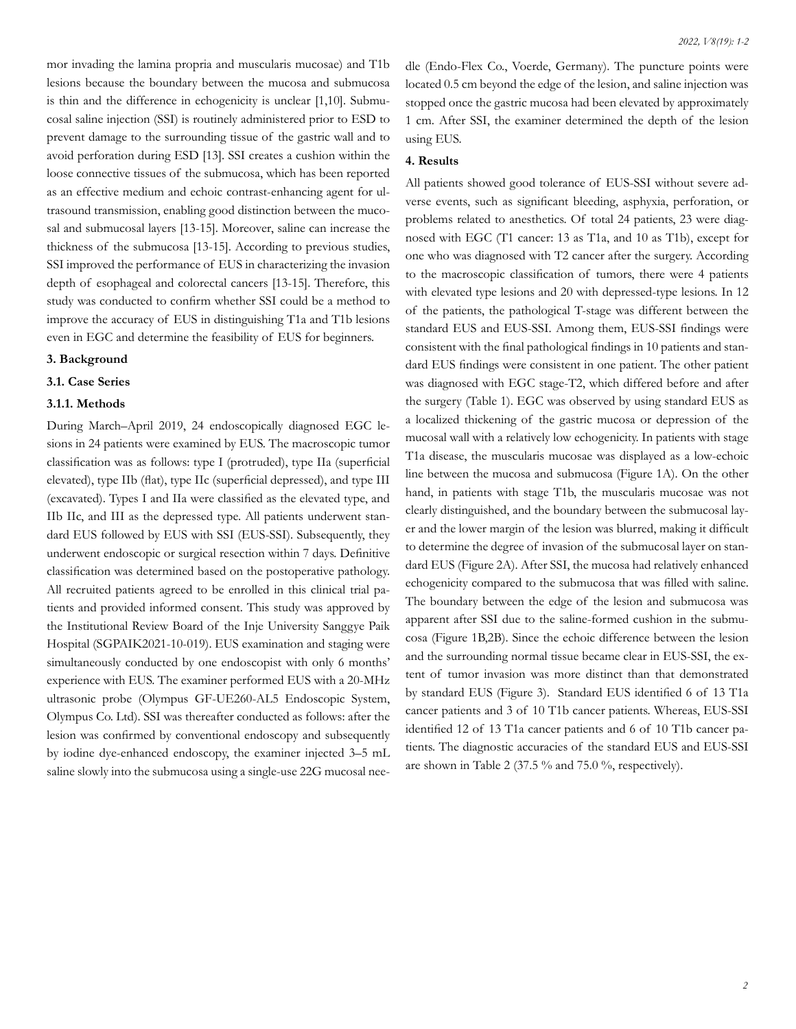mor invading the lamina propria and muscularis mucosae) and T1b lesions because the boundary between the mucosa and submucosa is thin and the difference in echogenicity is unclear [1,10]. Submucosal saline injection (SSI) is routinely administered prior to ESD to prevent damage to the surrounding tissue of the gastric wall and to avoid perforation during ESD [13]. SSI creates a cushion within the loose connective tissues of the submucosa, which has been reported as an effective medium and echoic contrast-enhancing agent for ultrasound transmission, enabling good distinction between the mucosal and submucosal layers [13-15]. Moreover, saline can increase the thickness of the submucosa [13-15]. According to previous studies, SSI improved the performance of EUS in characterizing the invasion depth of esophageal and colorectal cancers [13-15]. Therefore, this study was conducted to confirm whether SSI could be a method to improve the accuracy of EUS in distinguishing T1a and T1b lesions even in EGC and determine the feasibility of EUS for beginners.

## 3. Background

### 3.1. Case Series

#### 3.1.1. Methods

During March–April 2019, 24 endoscopically diagnosed EGC lesions in 24 patients were examined by EUS. The macroscopic tumor classification was as follows: type I (protruded), type IIa (superficial elevated), type IIb (flat), type IIc (superficial depressed), and type III (excavated). Types I and IIa were classified as the elevated type, and IIb IIc, and III as the depressed type. All patients underwent standard EUS followed by EUS with SSI (EUS-SSI). Subsequently, they underwent endoscopic or surgical resection within 7 days. Definitive classification was determined based on the postoperative pathology. All recruited patients agreed to be enrolled in this clinical trial patients and provided informed consent. This study was approved by the Institutional Review Board of the Inje University Sanggye Paik Hospital (SGPAIK2021-10-019). EUS examination and staging were simultaneously conducted by one endoscopist with only 6 months' experience with EUS. The examiner performed EUS with a 20-MHz ultrasonic probe (Olympus GF-UE260-AL5 Endoscopic System, Olympus Co. Ltd). SSI was thereafter conducted as follows: after the lesion was confirmed by conventional endoscopy and subsequently by iodine dye-enhanced endoscopy, the examiner injected 3–5 mL saline slowly into the submucosa using a single-use 22G mucosal needle (Endo-Flex Co., Voerde, Germany). The puncture points were located 0.5 cm beyond the edge of the lesion, and saline injection was stopped once the gastric mucosa had been elevated by approximately 1 cm. After SSI, the examiner determined the depth of the lesion using EUS.

## 4. Results

All patients showed good tolerance of EUS-SSI without severe adverse events, such as significant bleeding, asphyxia, perforation, or problems related to anesthetics. Of total 24 patients, 23 were diagnosed with EGC (T1 cancer: 13 as T1a, and 10 as T1b), except for one who was diagnosed with T2 cancer after the surgery. According to the macroscopic classification of tumors, there were 4 patients with elevated type lesions and 20 with depressed-type lesions. In 12 of the patients, the pathological T-stage was different between the standard EUS and EUS-SSI. Among them, EUS-SSI findings were consistent with the final pathological findings in 10 patients and standard EUS findings were consistent in one patient. The other patient was diagnosed with EGC stage-T2, which differed before and after the surgery (Table 1). EGC was observed by using standard EUS as a localized thickening of the gastric mucosa or depression of the mucosal wall with a relatively low echogenicity. In patients with stage T1a disease, the muscularis mucosae was displayed as a low-echoic line between the mucosa and submucosa (Figure 1A). On the other hand, in patients with stage T1b, the muscularis mucosae was not clearly distinguished, and the boundary between the submucosal layer and the lower margin of the lesion was blurred, making it difficult to determine the degree of invasion of the submucosal layer on standard EUS (Figure 2A). After SSI, the mucosa had relatively enhanced echogenicity compared to the submucosa that was filled with saline. The boundary between the edge of the lesion and submucosa was apparent after SSI due to the saline-formed cushion in the submucosa (Figure 1B,2B). Since the echoic difference between the lesion and the surrounding normal tissue became clear in EUS-SSI, the extent of tumor invasion was more distinct than that demonstrated by standard EUS (Figure 3). Standard EUS identified 6 of 13 T1a cancer patients and 3 of 10 T1b cancer patients. Whereas, EUS-SSI identified 12 of 13 T1a cancer patients and 6 of 10 T1b cancer patients. The diagnostic accuracies of the standard EUS and EUS-SSI are shown in Table 2 (37.5 % and 75.0 %, respectively).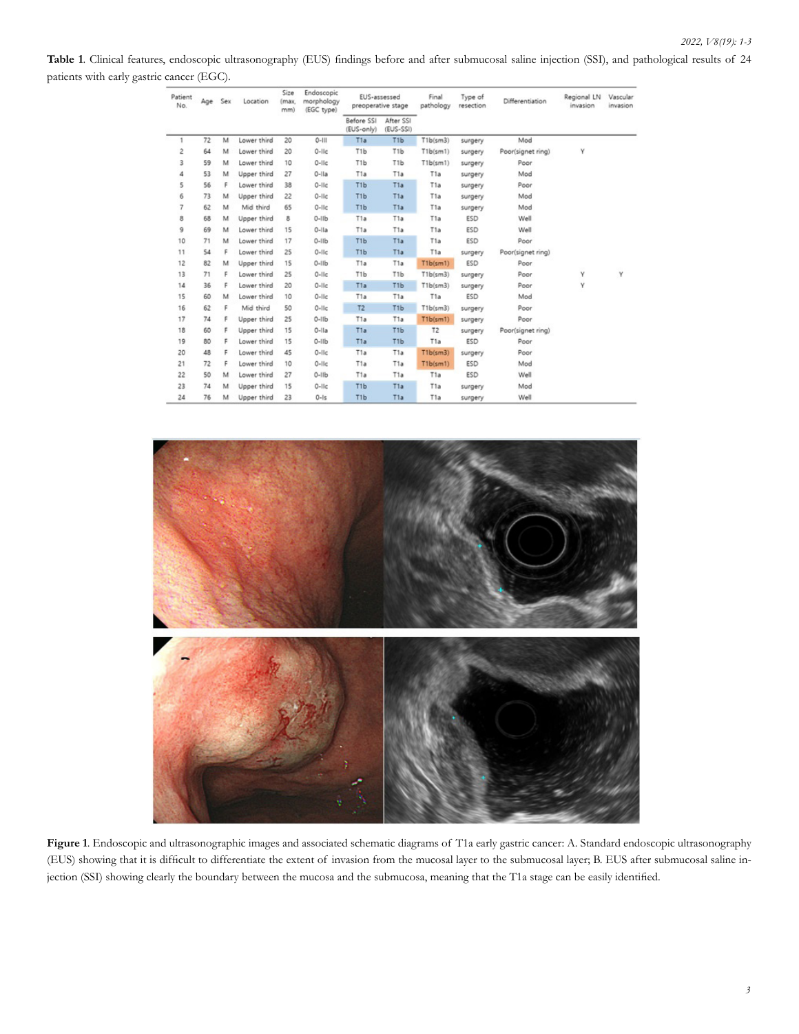**Table 1**. Clinical features, endoscopic ultrasonography (EUS) findings before and after submucosal saline injection (SSI), and pathological results of 24 patients with early gastric cancer (EGC).

| Patient No. | Age | Sex | Location | Size (max, mm) | Endoscopic morphology (EGC type) | EUS-assessed preoperative stage | | Final pathology | Type of resection | Differentiation | Regional LN invasion | Vascular invasion |
|---|---|---|---|---|---|---|---|---|---|---|---|---|
| | | | | | | Before SSI (EUS-only) | After SSI (EUS-SSI) | | | | | |
| 1 | 72 | M | Lower third | 20 | 0-III | T1a | T1b | T1b(sm3) | surgery | Mod | | |
| 2 | 64 | M | Lower third | 20 | 0-IIc | T1b | T1b | T1b(sm1) | surgery | Poor(signet ring) | Y | |
| 3 | 59 | M | Lower third | 10 | 0-IIc | T1b | T1b | T1b(sm1) | surgery | Poor | | |
| 4 | 53 | M | Upper third | 27 | 0-IIa | T1a | T1a | T1a | surgery | Mod | | |
| 5 | 56 | F | Lower third | 38 | 0-IIc | T1b | T1a | T1a | surgery | Poor | | |
| 6 | 73 | M | Upper third | 22 | 0-IIc | T1b | T1a | T1a | surgery | Mod | | |
| 7 | 62 | M | Mid third | 65 | 0-IIc | T1b | T1a | T1a | surgery | Mod | | |
| 8 | 68 | M | Upper third | 8 | 0-IIb | T1a | T1a | T1a | ESD | Well | | |
| 9 | 69 | M | Lower third | 15 | 0-IIa | T1a | T1a | T1a | ESD | Well | | |
| 10 | 71 | M | Lower third | 17 | 0-IIb | T1b | T1a | T1a | ESD | Poor | | |
| 11 | 54 | F | Lower third | 25 | 0-IIc | T1b | T1a | T1a | surgery | Poor(signet ring) | | |
| 12 | 82 | M | Upper third | 15 | 0-IIb | T1a | T1a | T1b(sm1) | ESD | Poor | | |
| 13 | 71 | F | Lower third | 25 | 0-IIc | T1b | T1b | T1b(sm3) | surgery | Poor | Y | Y |
| 14 | 36 | F | Lower third | 20 | 0-IIc | T1a | T1b | T1b(sm3) | surgery | Poor | Y | |
| 15 | 60 | M | Lower third | 10 | 0-IIc | T1a | T1a | T1a | ESD | Mod | | |
| 16 | 62 | F | Mid third | 50 | 0-IIc | T2 | T1b | T1b(sm3) | surgery | Poor | | |
| 17 | 74 | F | Upper third | 25 | 0-IIb | T1a | T1a | T1b(sm1) | surgery | Poor | | |
| 18 | 60 | F | Upper third | 15 | 0-IIa | T1a | T1b | T2 | surgery | Poor(signet ring) | | |
| 19 | 80 | F | Lower third | 15 | 0-IIb | T1a | T1b | T1a | ESD | Poor | | |
| 20 | 48 | F | Lower third | 45 | 0-IIc | T1a | T1a | T1b(sm3) | surgery | Poor | | |
| 21 | 72 | F | Lower third | 10 | 0-IIc | T1a | T1a | T1b(sm1) | ESD | Mod | | |
| 22 | 50 | M | Lower third | 27 | 0-IIb | T1a | T1a | T1a | ESD | Well | | |
| 23 | 74 | M | Upper third | 15 | 0-IIc | T1b | T1a | T1a | surgery | Mod | | |
| 24 | 76 | M | Upper third | 23 | 0-Is | T1b | T1a | T1a | surgery | Well | | |

**Figure 1**. Endoscopic and ultrasonographic images and associated schematic diagrams of T1a early gastric cancer: A. Standard endoscopic ultrasonography (EUS) showing that it is difficult to differentiate the extent of invasion from the mucosal layer to the submucosal layer; B. EUS after submucosal saline injection (SSI) showing clearly the boundary between the mucosa and the submucosa, meaning that the T1a stage can be easily identified.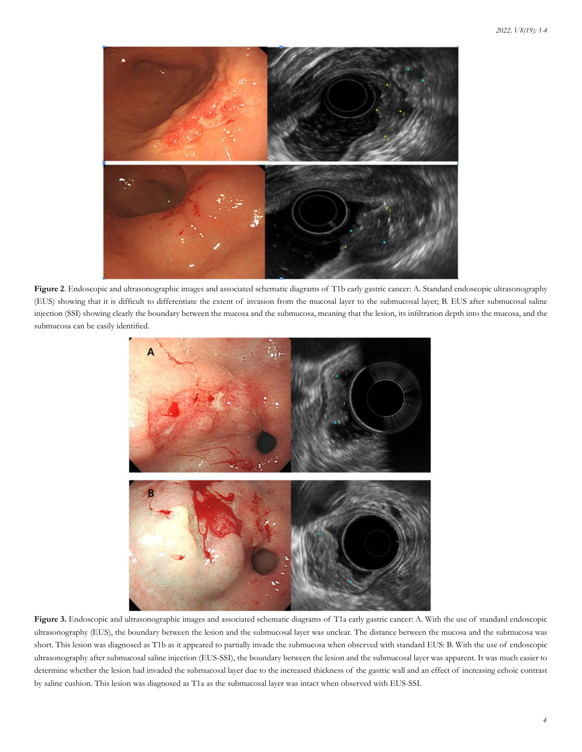**Figure 2**. Endoscopic and ultrasonographic images and associated schematic diagrams of T1b early gastric cancer: A. Standard endoscopic ultrasonography (EUS) showing that it is difficult to differentiate the extent of invasion from the mucosal layer to the submucosal layer; B. EUS after submucosal saline injection (SSI) showing clearly the boundary between the mucosa and the submucosa, meaning that the lesion, its infiltration depth into the mucosa, and the submucosa can be easily identified.

**Figure 3.** Endoscopic and ultrasonographic images and associated schematic diagrams of T1a early gastric cancer: A. With the use of standard endoscopic ultrasonography (EUS), the boundary between the lesion and the submucosal layer was unclear. The distance between the mucosa and the submucosa was short. This lesion was diagnosed as T1b as it appeared to partially invade the submucosa when observed with standard EUS: B. With the use of endoscopic ultrasonography after submucosal saline injection (EUS-SSI), the boundary between the lesion and the submucosal layer was apparent. It was much easier to determine whether the lesion had invaded the submucosal layer due to the increased thickness of the gastric wall and an effect of increasing echoic contrast by saline cushion. This lesion was diagnosed as T1a as the submucosal layer was intact when observed with EUS-SSI.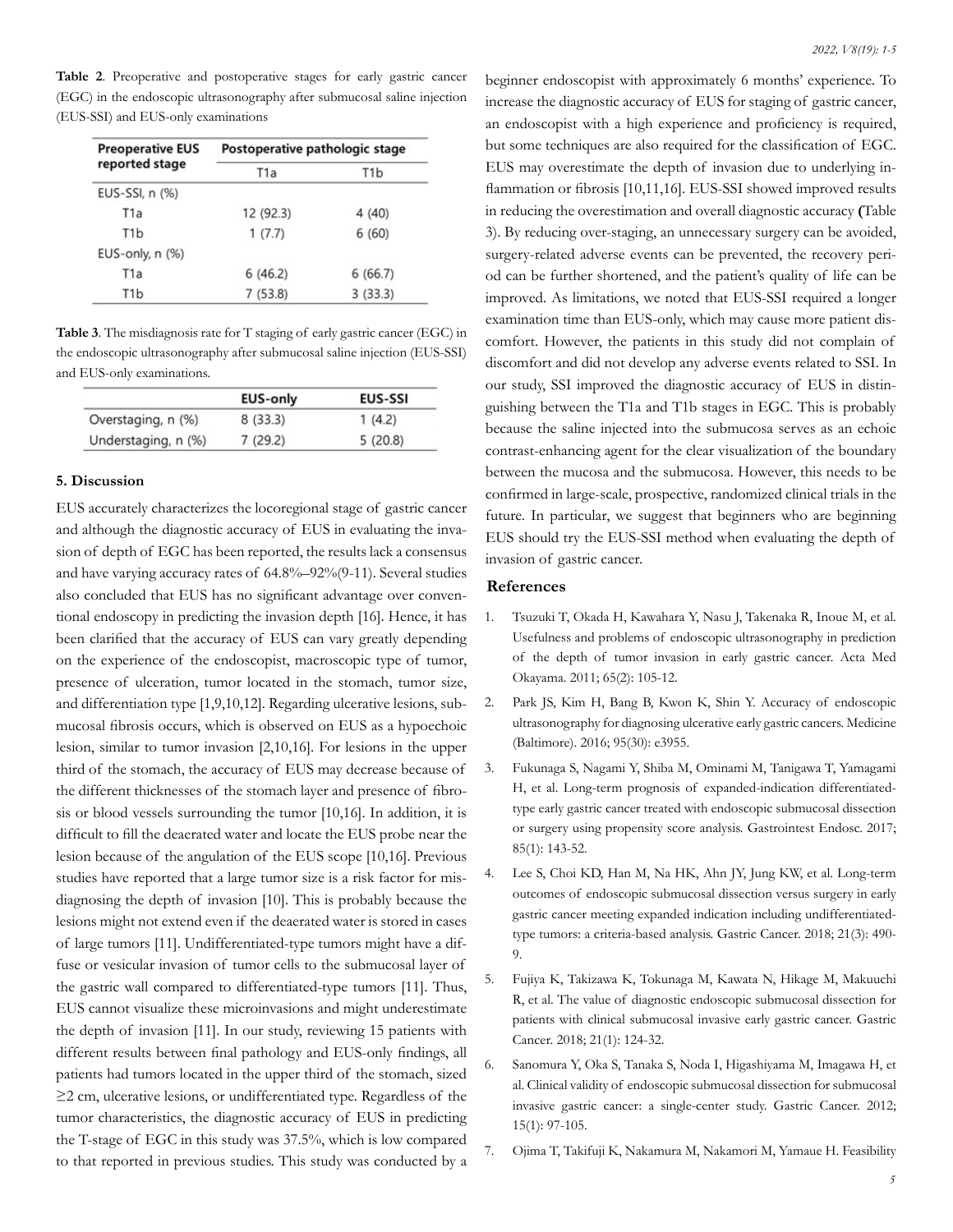**Table 2**. Preoperative and postoperative stages for early gastric cancer (EGC) in the endoscopic ultrasonography after submucosal saline injection (EUS-SSI) and EUS-only examinations

| Preoperative EUS reported stage | Postoperative pathologic stage | |
|---|---|---|
| | T1a | T1b |
| EUS-SSI, n (%) | | |
| T1a | 12 (92.3) | 4 (40) |
| T1b | 1 (7.7) | 6 (60) |
| EUS-only, n (%) | | |
| T1a | 6 (46.2) | 6 (66.7) |
| T1b | 7 (53.8) | 3 (33.3) |

**Table 3**. The misdiagnosis rate for T staging of early gastric cancer (EGC) in the endoscopic ultrasonography after submucosal saline injection (EUS-SSI) and EUS-only examinations.

| | EUS-only | EUS-SSI |
|---|---|---|
| Overstaging, n (%) | 8 (33.3) | 1 (4.2) |
| Understaging, n (%) | 7 (29.2) | 5 (20.8) |

## 5. Discussion

EUS accurately characterizes the locoregional stage of gastric cancer and although the diagnostic accuracy of EUS in evaluating the invasion of depth of EGC has been reported, the results lack a consensus and have varying accuracy rates of 64.8%–92%(9-11). Several studies also concluded that EUS has no significant advantage over conventional endoscopy in predicting the invasion depth [16]. Hence, it has been clarified that the accuracy of EUS can vary greatly depending on the experience of the endoscopist, macroscopic type of tumor, presence of ulceration, tumor located in the stomach, tumor size, and differentiation type [1,9,10,12]. Regarding ulcerative lesions, submucosal fibrosis occurs, which is observed on EUS as a hypoechoic lesion, similar to tumor invasion [2,10,16]. For lesions in the upper third of the stomach, the accuracy of EUS may decrease because of the different thicknesses of the stomach layer and presence of fibrosis or blood vessels surrounding the tumor [10,16]. In addition, it is difficult to fill the deaerated water and locate the EUS probe near the lesion because of the angulation of the EUS scope [10,16]. Previous studies have reported that a large tumor size is a risk factor for misdiagnosing the depth of invasion [10]. This is probably because the lesions might not extend even if the deaerated water is stored in cases of large tumors [11]. Undifferentiated-type tumors might have a diffuse or vesicular invasion of tumor cells to the submucosal layer of the gastric wall compared to differentiated-type tumors [11]. Thus, EUS cannot visualize these microinvasions and might underestimate the depth of invasion [11]. In our study, reviewing 15 patients with different results between final pathology and EUS-only findings, all patients had tumors located in the upper third of the stomach, sized ≥2 cm, ulcerative lesions, or undifferentiated type. Regardless of the tumor characteristics, the diagnostic accuracy of EUS in predicting the T-stage of EGC in this study was 37.5%, which is low compared to that reported in previous studies. This study was conducted by a beginner endoscopist with approximately 6 months' experience. To increase the diagnostic accuracy of EUS for staging of gastric cancer, an endoscopist with a high experience and proficiency is required, but some techniques are also required for the classification of EGC. EUS may overestimate the depth of invasion due to underlying inflammation or fibrosis [10,11,16]. EUS-SSI showed improved results in reducing the overestimation and overall diagnostic accuracy **(**Table 3). By reducing over-staging, an unnecessary surgery can be avoided, surgery-related adverse events can be prevented, the recovery period can be further shortened, and the patient's quality of life can be improved. As limitations, we noted that EUS-SSI required a longer examination time than EUS-only, which may cause more patient discomfort. However, the patients in this study did not complain of discomfort and did not develop any adverse events related to SSI. In our study, SSI improved the diagnostic accuracy of EUS in distinguishing between the T1a and T1b stages in EGC. This is probably because the saline injected into the submucosa serves as an echoic contrast-enhancing agent for the clear visualization of the boundary between the mucosa and the submucosa. However, this needs to be confirmed in large-scale, prospective, randomized clinical trials in the future. In particular, we suggest that beginners who are beginning EUS should try the EUS-SSI method when evaluating the depth of invasion of gastric cancer.

## References

1. Tsuzuki T, Okada H, Kawahara Y, Nasu J, Takenaka R, Inoue M, et al. Usefulness and problems of endoscopic ultrasonography in prediction of the depth of tumor invasion in early gastric cancer. Acta Med Okayama. 2011; 65(2): 105-12.
2. Park JS, Kim H, Bang B, Kwon K, Shin Y. Accuracy of endoscopic ultrasonography for diagnosing ulcerative early gastric cancers. Medicine (Baltimore). 2016; 95(30): e3955.
3. Fukunaga S, Nagami Y, Shiba M, Ominami M, Tanigawa T, Yamagami H, et al. Long-term prognosis of expanded-indication differentiated-type early gastric cancer treated with endoscopic submucosal dissection or surgery using propensity score analysis. Gastrointest Endosc. 2017; 85(1): 143-52.
4. Lee S, Choi KD, Han M, Na HK, Ahn JY, Jung KW, et al. Long-term outcomes of endoscopic submucosal dissection versus surgery in early gastric cancer meeting expanded indication including undifferentiated-type tumors: a criteria-based analysis. Gastric Cancer. 2018; 21(3): 490-9.
5. Fujiya K, Takizawa K, Tokunaga M, Kawata N, Hikage M, Makuuchi R, et al. The value of diagnostic endoscopic submucosal dissection for patients with clinical submucosal invasive early gastric cancer. Gastric Cancer. 2018; 21(1): 124-32.
6. Sanomura Y, Oka S, Tanaka S, Noda I, Higashiyama M, Imagawa H, et al. Clinical validity of endoscopic submucosal dissection for submucosal invasive gastric cancer: a single-center study. Gastric Cancer. 2012; 15(1): 97-105.
7. Ojima T, Takifuji K, Nakamura M, Nakamori M, Yamaue H. Feasibility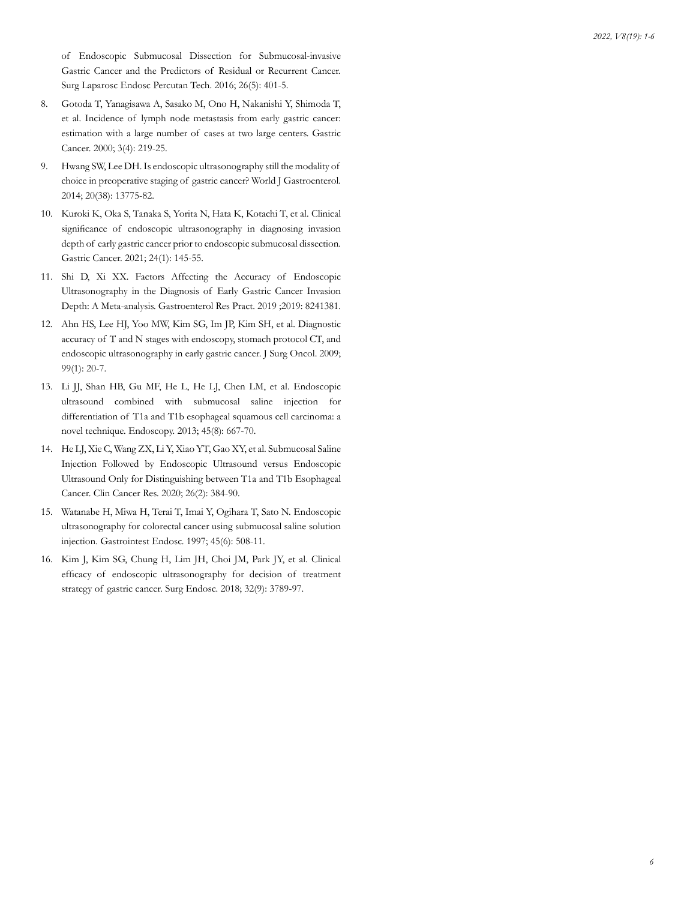of Endoscopic Submucosal Dissection for Submucosal-invasive Gastric Cancer and the Predictors of Residual or Recurrent Cancer. Surg Laparosc Endosc Percutan Tech. 2016; 26(5): 401-5.

8. Gotoda T, Yanagisawa A, Sasako M, Ono H, Nakanishi Y, Shimoda T, et al. Incidence of lymph node metastasis from early gastric cancer: estimation with a large number of cases at two large centers. Gastric Cancer. 2000; 3(4): 219-25.

9. Hwang SW, Lee DH. Is endoscopic ultrasonography still the modality of choice in preoperative staging of gastric cancer? World J Gastroenterol. 2014; 20(38): 13775-82.

10. Kuroki K, Oka S, Tanaka S, Yorita N, Hata K, Kotachi T, et al. Clinical significance of endoscopic ultrasonography in diagnosing invasion depth of early gastric cancer prior to endoscopic submucosal dissection. Gastric Cancer. 2021; 24(1): 145-55.

11. Shi D, Xi XX. Factors Affecting the Accuracy of Endoscopic Ultrasonography in the Diagnosis of Early Gastric Cancer Invasion Depth: A Meta-analysis. Gastroenterol Res Pract. 2019 ;2019: 8241381.

12. Ahn HS, Lee HJ, Yoo MW, Kim SG, Im JP, Kim SH, et al. Diagnostic accuracy of T and N stages with endoscopy, stomach protocol CT, and endoscopic ultrasonography in early gastric cancer. J Surg Oncol. 2009; 99(1): 20-7.

13. Li JJ, Shan HB, Gu MF, He L, He LJ, Chen LM, et al. Endoscopic ultrasound combined with submucosal saline injection for differentiation of T1a and T1b esophageal squamous cell carcinoma: a novel technique. Endoscopy. 2013; 45(8): 667-70.

14. He LJ, Xie C, Wang ZX, Li Y, Xiao YT, Gao XY, et al. Submucosal Saline Injection Followed by Endoscopic Ultrasound versus Endoscopic Ultrasound Only for Distinguishing between T1a and T1b Esophageal Cancer. Clin Cancer Res. 2020; 26(2): 384-90.

15. Watanabe H, Miwa H, Terai T, Imai Y, Ogihara T, Sato N. Endoscopic ultrasonography for colorectal cancer using submucosal saline solution injection. Gastrointest Endosc. 1997; 45(6): 508-11.

16. Kim J, Kim SG, Chung H, Lim JH, Choi JM, Park JY, et al. Clinical efficacy of endoscopic ultrasonography for decision of treatment strategy of gastric cancer. Surg Endosc. 2018; 32(9): 3789-97.